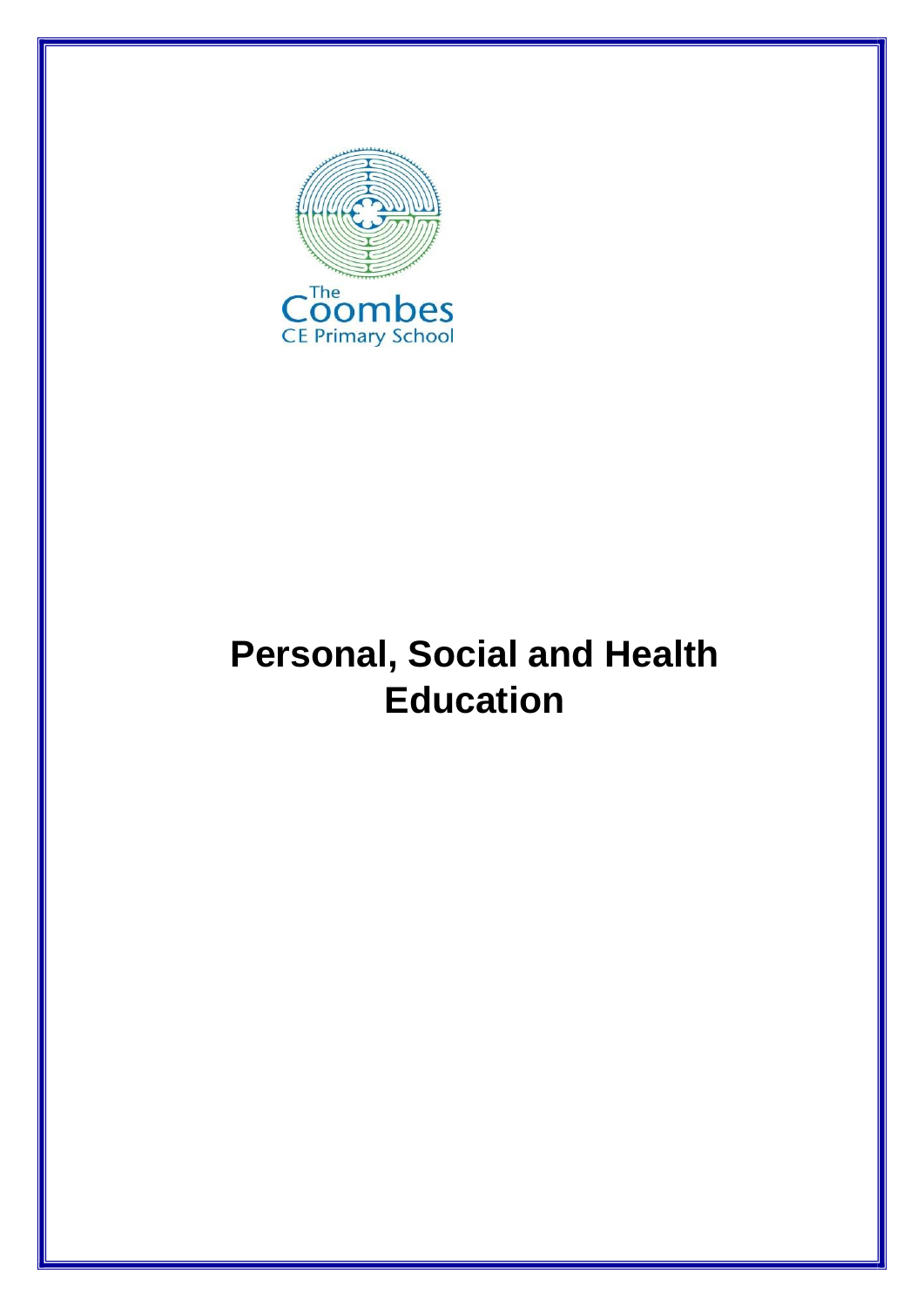The Coombes CE Primary School

# Personal, Social and Health Education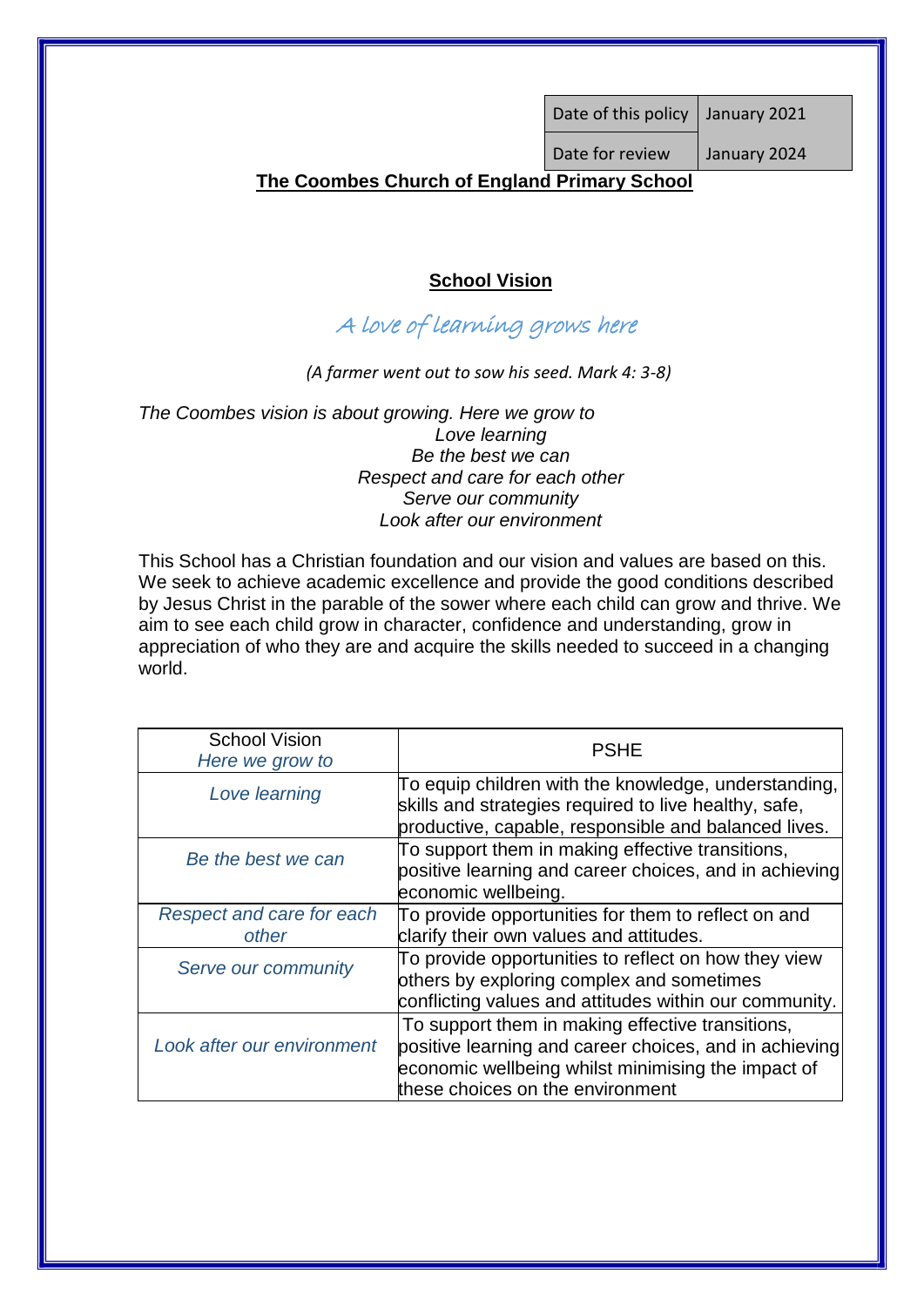| Date of this policy | January 2021 |
|---|---|
| Date for review | January 2024 |

**The Coombes Church of England Primary School**

## School Vision

*A love of learning grows here*

*(A farmer went out to sow his seed. Mark 4: 3-8)*

*The Coombes vision is about growing. Here we grow to*
*Love learning*
*Be the best we can*
*Respect and care for each other*
*Serve our community*
*Look after our environment*

This School has a Christian foundation and our vision and values are based on this. We seek to achieve academic excellence and provide the good conditions described by Jesus Christ in the parable of the sower where each child can grow and thrive. We aim to see each child grow in character, confidence and understanding, grow in appreciation of who they are and acquire the skills needed to succeed in a changing world.

| School Vision *Here we grow to* | PSHE |
|---|---|
| *Love learning* | To equip children with the knowledge, understanding, skills and strategies required to live healthy, safe, productive, capable, responsible and balanced lives. |
| *Be the best we can* | To support them in making effective transitions, positive learning and career choices, and in achieving economic wellbeing. |
| *Respect and care for each other* | To provide opportunities for them to reflect on and clarify their own values and attitudes. |
| *Serve our community* | To provide opportunities to reflect on how they view others by exploring complex and sometimes conflicting values and attitudes within our community. |
| *Look after our environment* | To support them in making effective transitions, positive learning and career choices, and in achieving economic wellbeing whilst minimising the impact of these choices on the environment |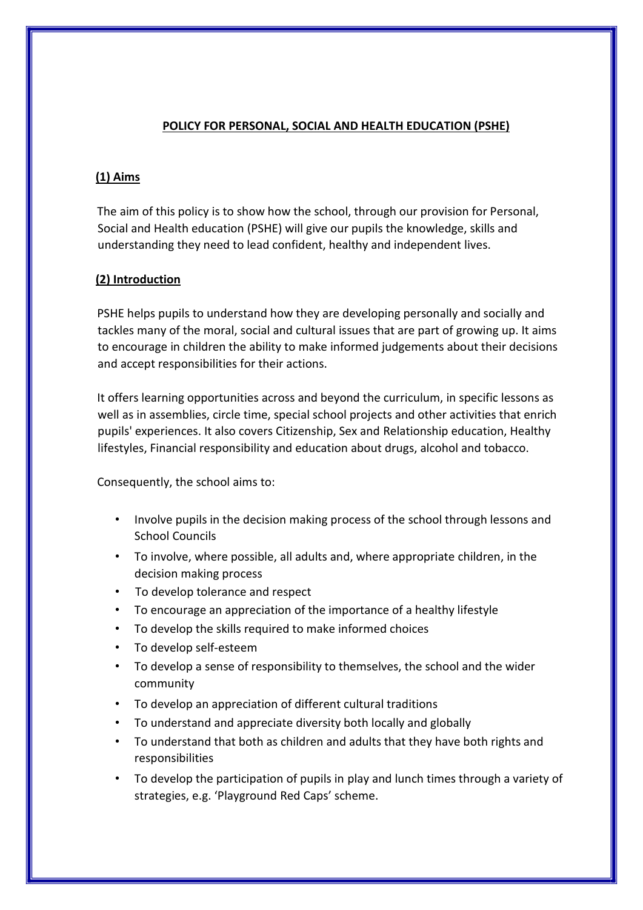**POLICY FOR PERSONAL, SOCIAL AND HEALTH EDUCATION (PSHE)**

## (1) Aims

The aim of this policy is to show how the school, through our provision for Personal, Social and Health education (PSHE) will give our pupils the knowledge, skills and understanding they need to lead confident, healthy and independent lives.

## (2) Introduction

PSHE helps pupils to understand how they are developing personally and socially and tackles many of the moral, social and cultural issues that are part of growing up. It aims to encourage in children the ability to make informed judgements about their decisions and accept responsibilities for their actions.

It offers learning opportunities across and beyond the curriculum, in specific lessons as well as in assemblies, circle time, special school projects and other activities that enrich pupils' experiences. It also covers Citizenship, Sex and Relationship education, Healthy lifestyles, Financial responsibility and education about drugs, alcohol and tobacco.

Consequently, the school aims to:

- Involve pupils in the decision making process of the school through lessons and School Councils
- To involve, where possible, all adults and, where appropriate children, in the decision making process
- To develop tolerance and respect
- To encourage an appreciation of the importance of a healthy lifestyle
- To develop the skills required to make informed choices
- To develop self-esteem
- To develop a sense of responsibility to themselves, the school and the wider community
- To develop an appreciation of different cultural traditions
- To understand and appreciate diversity both locally and globally
- To understand that both as children and adults that they have both rights and responsibilities
- To develop the participation of pupils in play and lunch times through a variety of strategies, e.g. 'Playground Red Caps' scheme.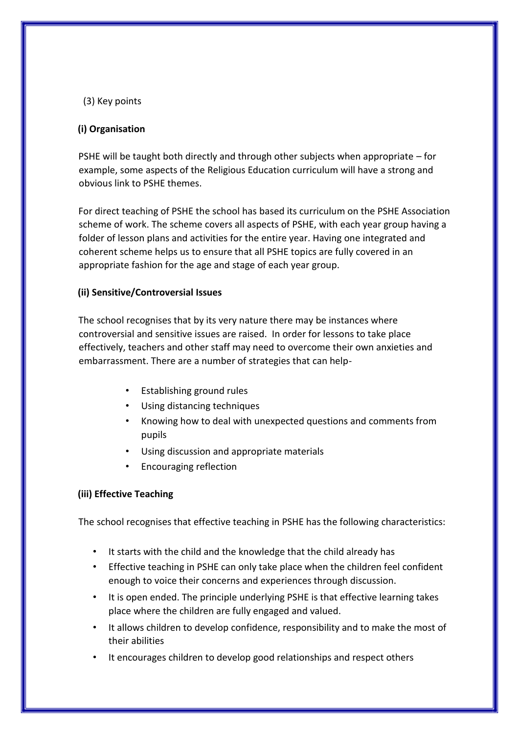(3) Key points

### (i) Organisation

PSHE will be taught both directly and through other subjects when appropriate – for example, some aspects of the Religious Education curriculum will have a strong and obvious link to PSHE themes.

For direct teaching of PSHE the school has based its curriculum on the PSHE Association scheme of work. The scheme covers all aspects of PSHE, with each year group having a folder of lesson plans and activities for the entire year. Having one integrated and coherent scheme helps us to ensure that all PSHE topics are fully covered in an appropriate fashion for the age and stage of each year group.

### (ii) Sensitive/Controversial Issues

The school recognises that by its very nature there may be instances where controversial and sensitive issues are raised. In order for lessons to take place effectively, teachers and other staff may need to overcome their own anxieties and embarrassment. There are a number of strategies that can help-

- Establishing ground rules
- Using distancing techniques
- Knowing how to deal with unexpected questions and comments from pupils
- Using discussion and appropriate materials
- Encouraging reflection

### (iii) Effective Teaching

The school recognises that effective teaching in PSHE has the following characteristics:

- It starts with the child and the knowledge that the child already has
- Effective teaching in PSHE can only take place when the children feel confident enough to voice their concerns and experiences through discussion.
- It is open ended. The principle underlying PSHE is that effective learning takes place where the children are fully engaged and valued.
- It allows children to develop confidence, responsibility and to make the most of their abilities
- It encourages children to develop good relationships and respect others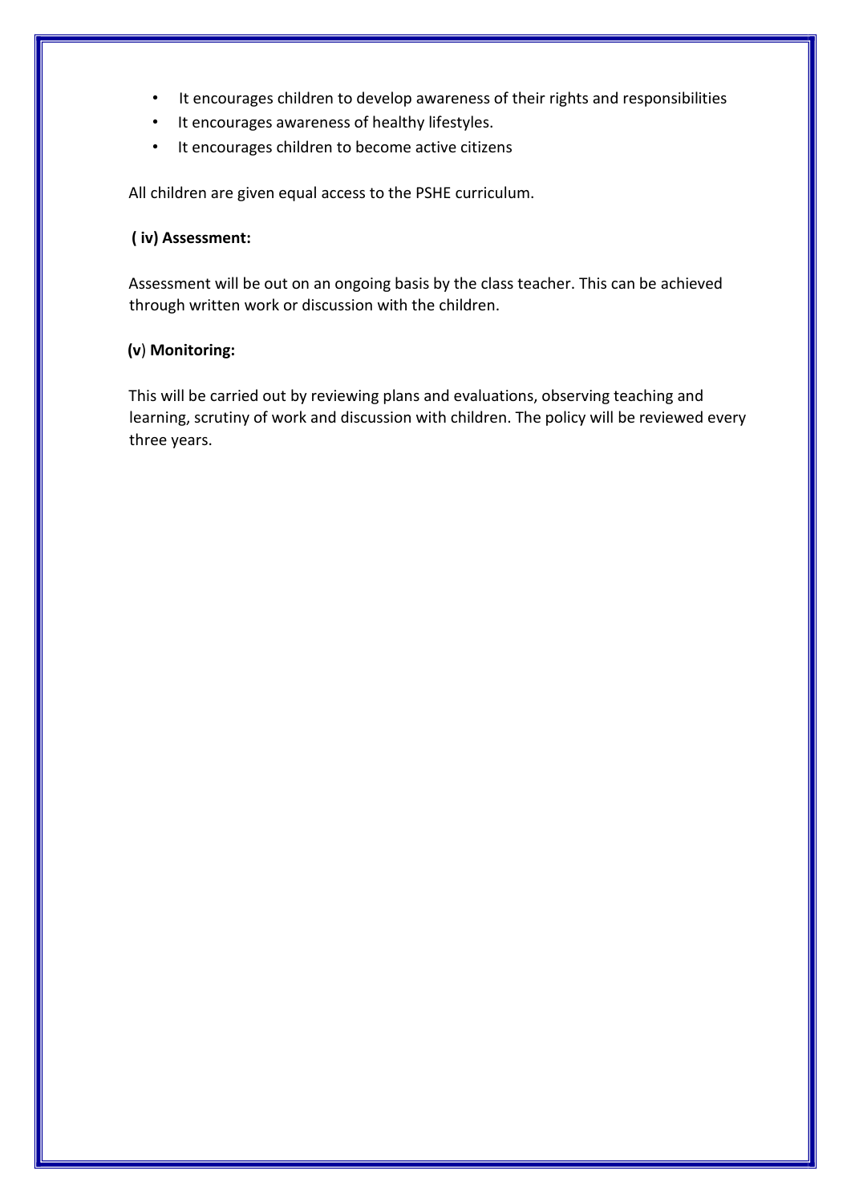- It encourages children to develop awareness of their rights and responsibilities
- It encourages awareness of healthy lifestyles.
- It encourages children to become active citizens

All children are given equal access to the PSHE curriculum.

**( iv) Assessment:**

Assessment will be out on an ongoing basis by the class teacher. This can be achieved through written work or discussion with the children.

**(v) Monitoring:**

This will be carried out by reviewing plans and evaluations, observing teaching and learning, scrutiny of work and discussion with children. The policy will be reviewed every three years.